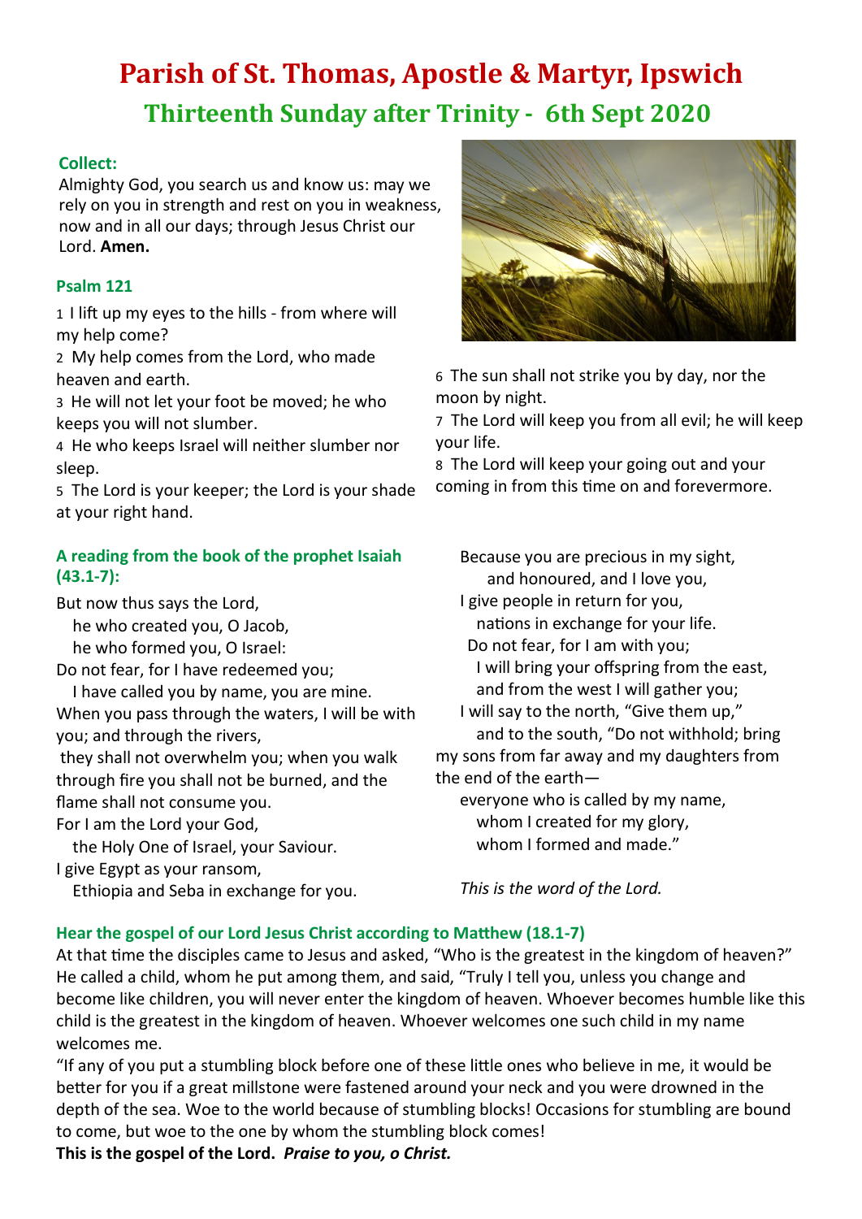# Parish of St. Thomas, Apostle & Martyr, Ipswich

## Thirteenth Sunday after Trinity - 6th Sept 2020

### Collect:

Almighty God, you search us and know us: may we rely on you in strength and rest on you in weakness, now and in all our days; through Jesus Christ our Lord. **Amen.**

### Psalm 121

1 I lift up my eyes to the hills - from where will my help come?

2 My help comes from the Lord, who made heaven and earth.

3 He will not let your foot be moved; he who keeps you will not slumber.

4 He who keeps Israel will neither slumber nor sleep.

5 The Lord is your keeper; the Lord is your shade at your right hand.

6 The sun shall not strike you by day, nor the moon by night.

7 The Lord will keep you from all evil; he will keep your life.

8 The Lord will keep your going out and your coming in from this time on and forevermore.

### A reading from the book of the prophet Isaiah (43.1-7):

But now thus says the Lord,
he who created you, O Jacob,
he who formed you, O Israel:
Do not fear, for I have redeemed you;
I have called you by name, you are mine.
When you pass through the waters, I will be with you; and through the rivers,
they shall not overwhelm you; when you walk through fire you shall not be burned, and the flame shall not consume you.
For I am the Lord your God,
the Holy One of Israel, your Saviour.
I give Egypt as your ransom,
Ethiopia and Seba in exchange for you.
Because you are precious in my sight,
and honoured, and I love you,
I give people in return for you,
nations in exchange for your life.
Do not fear, for I am with you;
I will bring your offspring from the east,
and from the west I will gather you;
I will say to the north, "Give them up,"
and to the south, "Do not withhold; bring my sons from far away and my daughters from the end of the earth—
everyone who is called by my name,
whom I created for my glory,
whom I formed and made."

*This is the word of the Lord.*

### Hear the gospel of our Lord Jesus Christ according to Matthew (18.1-7)

At that time the disciples came to Jesus and asked, "Who is the greatest in the kingdom of heaven?" He called a child, whom he put among them, and said, "Truly I tell you, unless you change and become like children, you will never enter the kingdom of heaven. Whoever becomes humble like this child is the greatest in the kingdom of heaven. Whoever welcomes one such child in my name welcomes me.

"If any of you put a stumbling block before one of these little ones who believe in me, it would be better for you if a great millstone were fastened around your neck and you were drowned in the depth of the sea. Woe to the world because of stumbling blocks! Occasions for stumbling are bound to come, but woe to the one by whom the stumbling block comes!

**This is the gospel of the Lord.** ***Praise to you, o Christ.***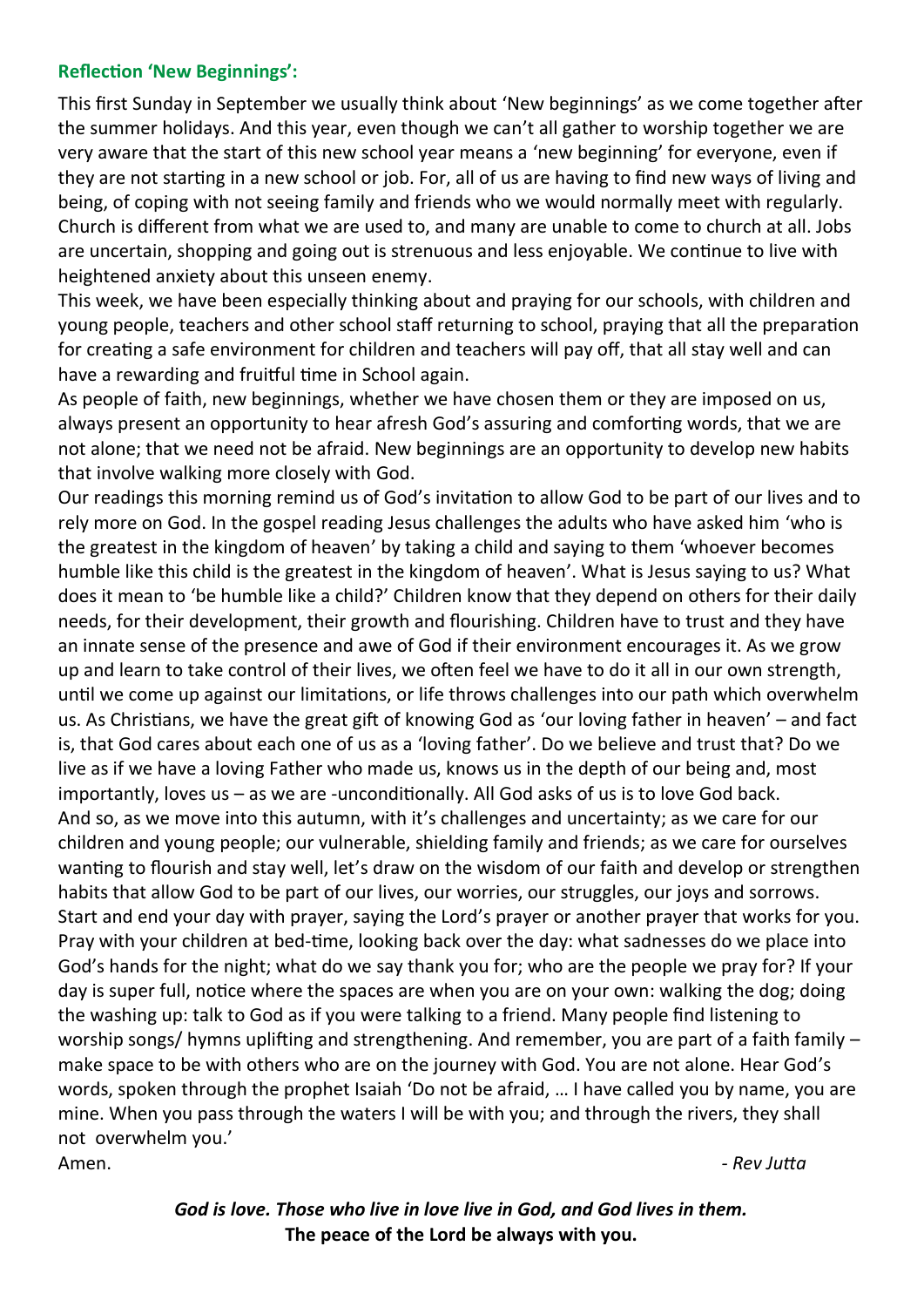### Reflection 'New Beginnings':

This first Sunday in September we usually think about 'New beginnings' as we come together after the summer holidays. And this year, even though we can't all gather to worship together we are very aware that the start of this new school year means a 'new beginning' for everyone, even if they are not starting in a new school or job. For, all of us are having to find new ways of living and being, of coping with not seeing family and friends who we would normally meet with regularly. Church is different from what we are used to, and many are unable to come to church at all. Jobs are uncertain, shopping and going out is strenuous and less enjoyable. We continue to live with heightened anxiety about this unseen enemy.

This week, we have been especially thinking about and praying for our schools, with children and young people, teachers and other school staff returning to school, praying that all the preparation for creating a safe environment for children and teachers will pay off, that all stay well and can have a rewarding and fruitful time in School again.

As people of faith, new beginnings, whether we have chosen them or they are imposed on us, always present an opportunity to hear afresh God's assuring and comforting words, that we are not alone; that we need not be afraid. New beginnings are an opportunity to develop new habits that involve walking more closely with God.

Our readings this morning remind us of God's invitation to allow God to be part of our lives and to rely more on God. In the gospel reading Jesus challenges the adults who have asked him 'who is the greatest in the kingdom of heaven' by taking a child and saying to them 'whoever becomes humble like this child is the greatest in the kingdom of heaven'. What is Jesus saying to us? What does it mean to 'be humble like a child?' Children know that they depend on others for their daily needs, for their development, their growth and flourishing. Children have to trust and they have an innate sense of the presence and awe of God if their environment encourages it. As we grow up and learn to take control of their lives, we often feel we have to do it all in our own strength, until we come up against our limitations, or life throws challenges into our path which overwhelm us. As Christians, we have the great gift of knowing God as 'our loving father in heaven' – and fact is, that God cares about each one of us as a 'loving father'. Do we believe and trust that? Do we live as if we have a loving Father who made us, knows us in the depth of our being and, most importantly, loves us – as we are -unconditionally. All God asks of us is to love God back.

And so, as we move into this autumn, with it's challenges and uncertainty; as we care for our children and young people; our vulnerable, shielding family and friends; as we care for ourselves wanting to flourish and stay well, let's draw on the wisdom of our faith and develop or strengthen habits that allow God to be part of our lives, our worries, our struggles, our joys and sorrows. Start and end your day with prayer, saying the Lord's prayer or another prayer that works for you. Pray with your children at bed-time, looking back over the day: what sadnesses do we place into God's hands for the night; what do we say thank you for; who are the people we pray for? If your day is super full, notice where the spaces are when you are on your own: walking the dog; doing the washing up: talk to God as if you were talking to a friend. Many people find listening to worship songs/ hymns uplifting and strengthening. And remember, you are part of a faith family – make space to be with others who are on the journey with God. You are not alone. Hear God's words, spoken through the prophet Isaiah 'Do not be afraid, … I have called you by name, you are mine. When you pass through the waters I will be with you; and through the rivers, they shall not overwhelm you.'

Amen. *- Rev Jutta*

***God is love. Those who live in love live in God, and God lives in them.***

**The peace of the Lord be always with you.**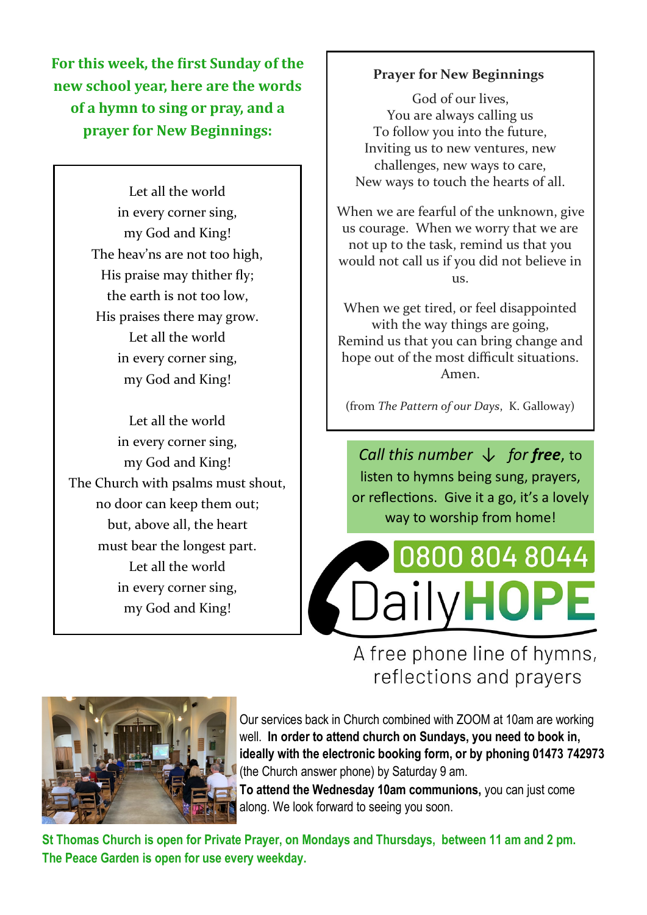**For this week, the first Sunday of the new school year, here are the words of a hymn to sing or pray, and a prayer for New Beginnings:**

Let all the world
in every corner sing,
my God and King!
The heav'ns are not too high,
His praise may thither fly;
the earth is not too low,
His praises there may grow.
Let all the world
in every corner sing,
my God and King!

Let all the world
in every corner sing,
my God and King!
The Church with psalms must shout,
no door can keep them out;
but, above all, the heart
must bear the longest part.
Let all the world
in every corner sing,
my God and King!

**Prayer for New Beginnings**

God of our lives,
You are always calling us
To follow you into the future,
Inviting us to new ventures, new challenges, new ways to care,
New ways to touch the hearts of all.

When we are fearful of the unknown, give us courage. When we worry that we are not up to the task, remind us that you would not call us if you did not believe in us.

When we get tired, or feel disappointed with the way things are going,
Remind us that you can bring change and hope out of the most difficult situations.
Amen.

(from *The Pattern of our Days*, K. Galloway)

*Call this number* ↓ *for* ***free***, to listen to hymns being sung, prayers, or reflections. Give it a go, it's a lovely way to worship from home!

0800 804 8044

Daily**HOPE**

A free phone line of hymns, reflections and prayers

Our services back in Church combined with ZOOM at 10am are working well. **In order to attend church on Sundays, you need to book in, ideally with the electronic booking form, or by phoning 01473 742973** (the Church answer phone) by Saturday 9 am.
**To attend the Wednesday 10am communions,** you can just come along. We look forward to seeing you soon.

**St Thomas Church is open for Private Prayer, on Mondays and Thursdays, between 11 am and 2 pm.**
**The Peace Garden is open for use every weekday.**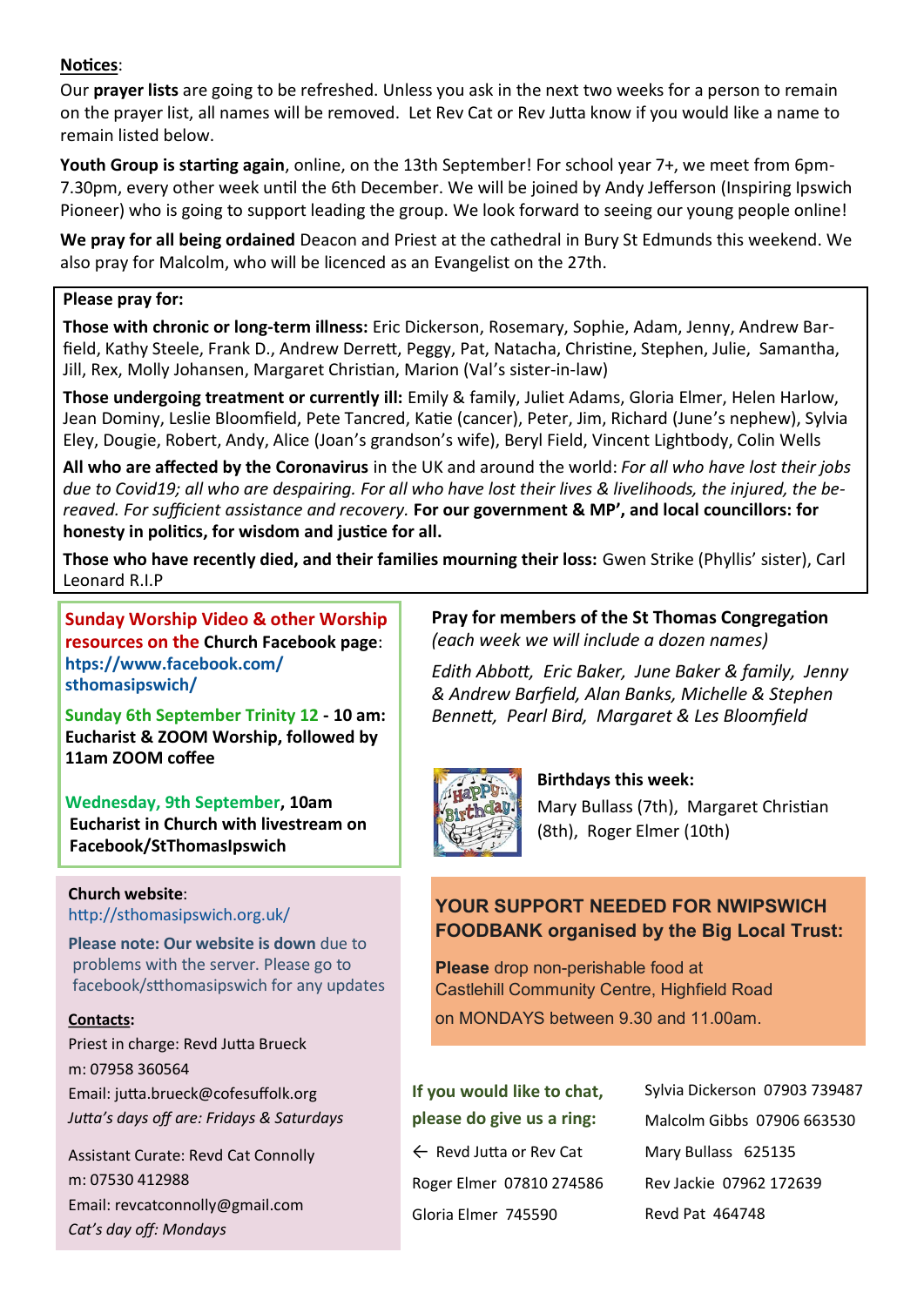**Notices**:

Our **prayer lists** are going to be refreshed. Unless you ask in the next two weeks for a person to remain on the prayer list, all names will be removed. Let Rev Cat or Rev Jutta know if you would like a name to remain listed below.

**Youth Group is starting again**, online, on the 13th September! For school year 7+, we meet from 6pm-7.30pm, every other week until the 6th December. We will be joined by Andy Jefferson (Inspiring Ipswich Pioneer) who is going to support leading the group. We look forward to seeing our young people online!

**We pray for all being ordained** Deacon and Priest at the cathedral in Bury St Edmunds this weekend. We also pray for Malcolm, who will be licenced as an Evangelist on the 27th.

**Please pray for:**

**Those with chronic or long-term illness:** Eric Dickerson, Rosemary, Sophie, Adam, Jenny, Andrew Barfield, Kathy Steele, Frank D., Andrew Derrett, Peggy, Pat, Natacha, Christine, Stephen, Julie, Samantha, Jill, Rex, Molly Johansen, Margaret Christian, Marion (Val's sister-in-law)

**Those undergoing treatment or currently ill:** Emily & family, Juliet Adams, Gloria Elmer, Helen Harlow, Jean Dominy, Leslie Bloomfield, Pete Tancred, Katie (cancer), Peter, Jim, Richard (June's nephew), Sylvia Eley, Dougie, Robert, Andy, Alice (Joan's grandson's wife), Beryl Field, Vincent Lightbody, Colin Wells

**All who are affected by the Coronavirus** in the UK and around the world: *For all who have lost their jobs due to Covid19; all who are despairing. For all who have lost their lives & livelihoods, the injured, the bereaved. For sufficient assistance and recovery.* **For our government & MP', and local councillors: for honesty in politics, for wisdom and justice for all.**

**Those who have recently died, and their families mourning their loss:** Gwen Strike (Phyllis' sister), Carl Leonard R.I.P

**Sunday Worship Video & other Worship resources on the Church Facebook page**: **htps://www.facebook.com/sthomasipswich/**

**Sunday 6th September Trinity 12 - 10 am: Eucharist & ZOOM Worship, followed by 11am ZOOM coffee**

**Wednesday, 9th September, 10am Eucharist in Church with livestream on Facebook/StThomasIpswich**

**Church website**:
http://sthomasipswich.org.uk/

**Please note: Our website is down** due to problems with the server. Please go to facebook/stthomasipswich for any updates

**Contacts**:

Priest in charge: Revd Jutta Brueck
m: 07958 360564
Email: jutta.brueck@cofesuffolk.org
*Jutta's days off are: Fridays & Saturdays*

Assistant Curate: Revd Cat Connolly
m: 07530 412988
Email: revcatconnolly@gmail.com
*Cat's day off: Mondays*

**Pray for members of the St Thomas Congregation**
*(each week we will include a dozen names)*

*Edith Abbott, Eric Baker, June Baker & family, Jenny & Andrew Barfield, Alan Banks, Michelle & Stephen Bennett, Pearl Bird, Margaret & Les Bloomfield*

**Birthdays this week:**
Mary Bullass (7th), Margaret Christian (8th), Roger Elmer (10th)

**YOUR SUPPORT NEEDED FOR NWIPSWICH FOODBANK organised by the Big Local Trust:**

**Please** drop non-perishable food at Castlehill Community Centre, Highfield Road on MONDAYS between 9.30 and 11.00am.

**If you would like to chat, please do give us a ring:**

← Revd Jutta or Rev Cat
Roger Elmer 07810 274586
Gloria Elmer 745590
Sylvia Dickerson 07903 739487
Malcolm Gibbs 07906 663530
Mary Bullass 625135
Rev Jackie 07962 172639
Revd Pat 464748